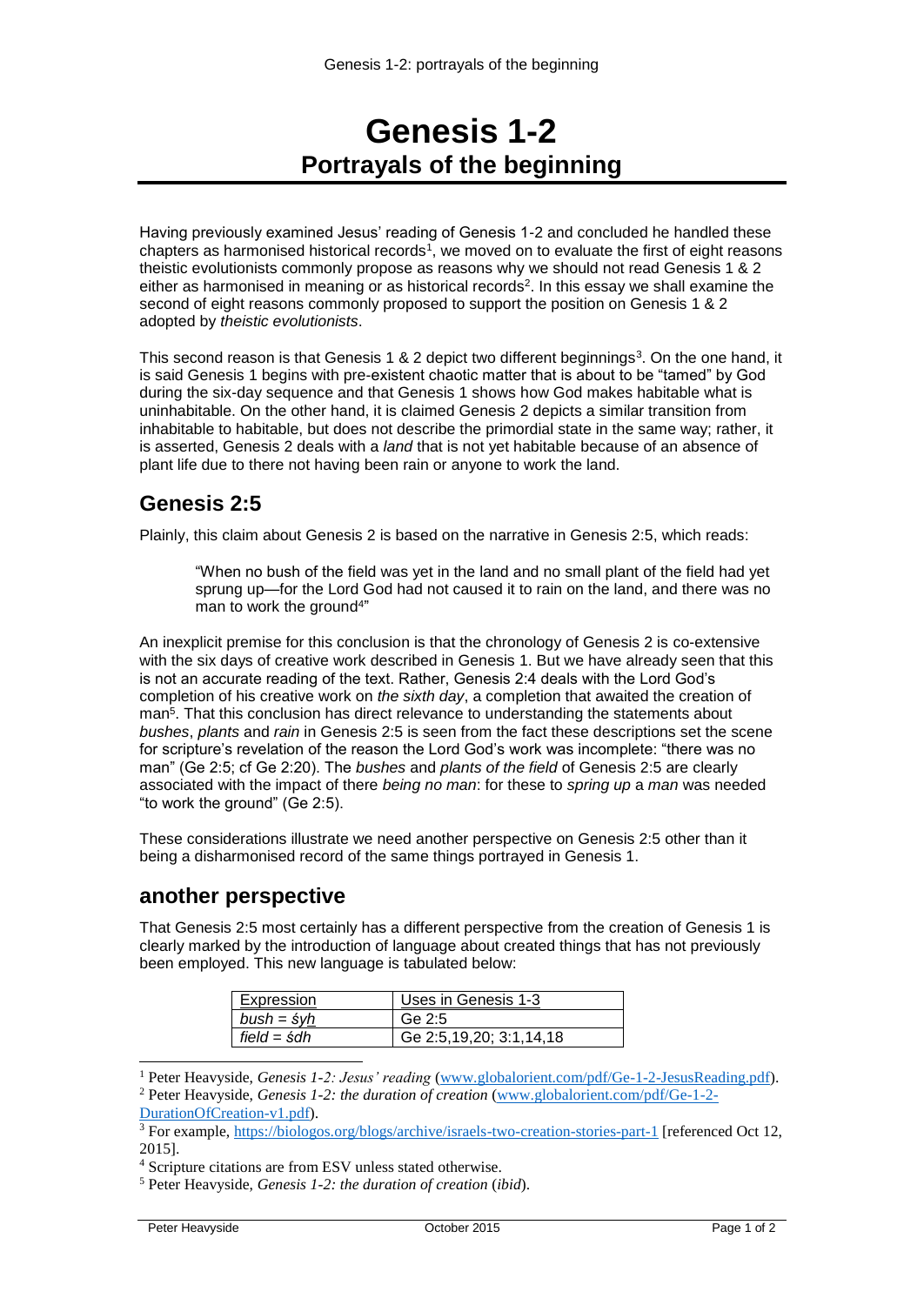# Genesis 1-2
## Portrayals of the beginning

Having previously examined Jesus' reading of Genesis 1-2 and concluded he handled these chapters as harmonised historical records[1], we moved on to evaluate the first of eight reasons theistic evolutionists commonly propose as reasons why we should not read Genesis 1 & 2 either as harmonised in meaning or as historical records[2]. In this essay we shall examine the second of eight reasons commonly proposed to support the position on Genesis 1 & 2 adopted by *theistic evolutionists*.

This second reason is that Genesis 1 & 2 depict two different beginnings[3]. On the one hand, it is said Genesis 1 begins with pre-existent chaotic matter that is about to be "tamed" by God during the six-day sequence and that Genesis 1 shows how God makes habitable what is uninhabitable. On the other hand, it is claimed Genesis 2 depicts a similar transition from inhabitable to habitable, but does not describe the primordial state in the same way; rather, it is asserted, Genesis 2 deals with a *land* that is not yet habitable because of an absence of plant life due to there not having been rain or anyone to work the land.

## Genesis 2:5

Plainly, this claim about Genesis 2 is based on the narrative in Genesis 2:5, which reads:

> "When no bush of the field was yet in the land and no small plant of the field had yet sprung up—for the Lord God had not caused it to rain on the land, and there was no man to work the ground[4]"

An inexplicit premise for this conclusion is that the chronology of Genesis 2 is co-extensive with the six days of creative work described in Genesis 1. But we have already seen that this is not an accurate reading of the text. Rather, Genesis 2:4 deals with the Lord God's completion of his creative work on *the sixth day*, a completion that awaited the creation of man[5]. That this conclusion has direct relevance to understanding the statements about *bushes*, *plants* and *rain* in Genesis 2:5 is seen from the fact these descriptions set the scene for scripture's revelation of the reason the Lord God's work was incomplete: "there was no man" (Ge 2:5; cf Ge 2:20). The *bushes* and *plants of the field* of Genesis 2:5 are clearly associated with the impact of there *being no man*: for these to *spring up* a *man* was needed "to work the ground" (Ge 2:5).

These considerations illustrate we need another perspective on Genesis 2:5 other than it being a disharmonised record of the same things portrayed in Genesis 1.

## another perspective

That Genesis 2:5 most certainly has a different perspective from the creation of Genesis 1 is clearly marked by the introduction of language about created things that has not previously been employed. This new language is tabulated below:

| Expression | Uses in Genesis 1-3 |
|---|---|
| *bush = śyḥ* | Ge 2:5 |
| *field = śdh* | Ge 2:5,19,20; 3:1,14,18 |

---

[1] Peter Heavyside, *Genesis 1-2: Jesus' reading* (www.globalorient.com/pdf/Ge-1-2-JesusReading.pdf).

[2] Peter Heavyside, *Genesis 1-2: the duration of creation* (www.globalorient.com/pdf/Ge-1-2-DurationOfCreation-v1.pdf).

[3] For example, https://biologos.org/blogs/archive/israels-two-creation-stories-part-1 [referenced Oct 12, 2015].

[4] Scripture citations are from ESV unless stated otherwise.

[5] Peter Heavyside, *Genesis 1-2: the duration of creation* (*ibid*).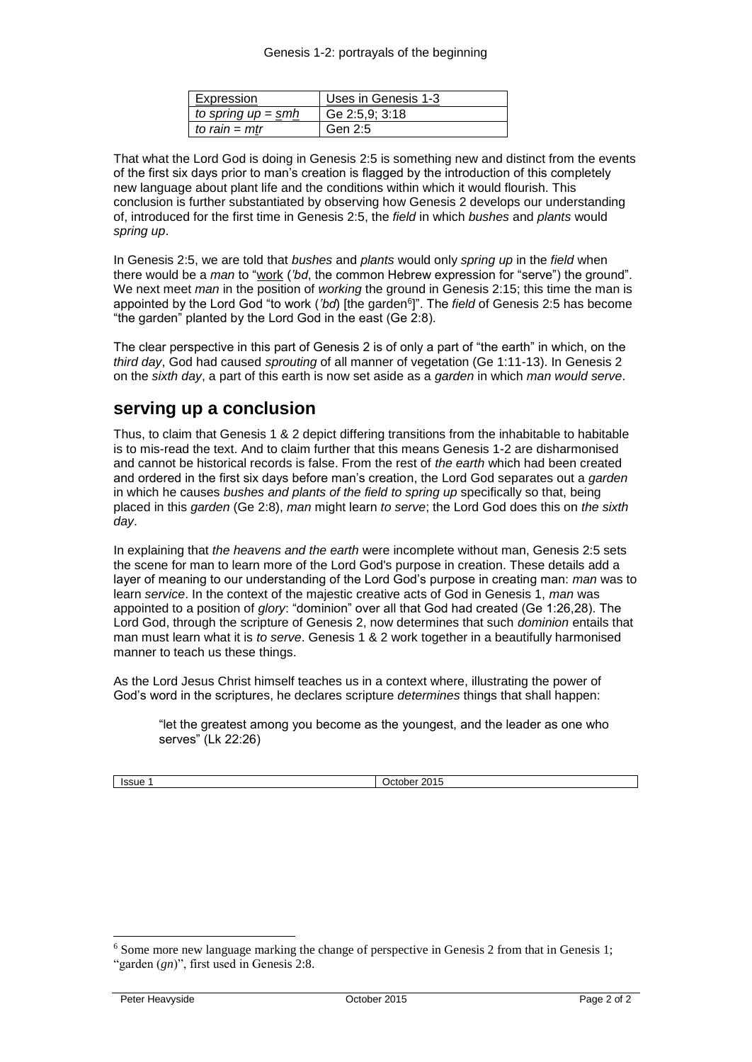| Expression | Uses in Genesis 1-3 |
| --- | --- |
| *to spring up = smḥ* | Ge 2:5,9; 3:18 |
| *to rain = mṭr* | Gen 2:5 |

That what the Lord God is doing in Genesis 2:5 is something new and distinct from the events of the first six days prior to man's creation is flagged by the introduction of this completely new language about plant life and the conditions within which it would flourish. This conclusion is further substantiated by observing how Genesis 2 develops our understanding of, introduced for the first time in Genesis 2:5, the *field* in which *bushes* and *plants* would *spring up*.

In Genesis 2:5, we are told that *bushes* and *plants* would only *spring up* in the *field* when there would be a *man* to "work (*'bd*, the common Hebrew expression for "serve") the ground". We next meet *man* in the position of *working* the ground in Genesis 2:15; this time the man is appointed by the Lord God "to work (*'bd*) [the garden[6]]". The *field* of Genesis 2:5 has become "the garden" planted by the Lord God in the east (Ge 2:8).

The clear perspective in this part of Genesis 2 is of only a part of "the earth" in which, on the *third day*, God had caused *sprouting* of all manner of vegetation (Ge 1:11-13). In Genesis 2 on the *sixth day*, a part of this earth is now set aside as a *garden* in which *man would serve*.

## serving up a conclusion

Thus, to claim that Genesis 1 & 2 depict differing transitions from the inhabitable to habitable is to mis-read the text. And to claim further that this means Genesis 1-2 are disharmonised and cannot be historical records is false. From the rest of *the earth* which had been created and ordered in the first six days before man's creation, the Lord God separates out a *garden* in which he causes *bushes and plants of the field to spring up* specifically so that, being placed in this *garden* (Ge 2:8), *man* might learn *to serve*; the Lord God does this on *the sixth day*.

In explaining that *the heavens and the earth* were incomplete without man, Genesis 2:5 sets the scene for man to learn more of the Lord God's purpose in creation. These details add a layer of meaning to our understanding of the Lord God's purpose in creating man: *man* was to learn *service*. In the context of the majestic creative acts of God in Genesis 1, *man* was appointed to a position of *glory*: "dominion" over all that God had created (Ge 1:26,28). The Lord God, through the scripture of Genesis 2, now determines that such *dominion* entails that man must learn what it is *to serve*. Genesis 1 & 2 work together in a beautifully harmonised manner to teach us these things.

As the Lord Jesus Christ himself teaches us in a context where, illustrating the power of God's word in the scriptures, he declares scripture *determines* things that shall happen:

> "let the greatest among you become as the youngest, and the leader as one who serves" (Lk 22:26)

| Issue 1 | October 2015 |
| --- | --- |

[6] Some more new language marking the change of perspective in Genesis 2 from that in Genesis 1; "garden (*gn*)", first used in Genesis 2:8.